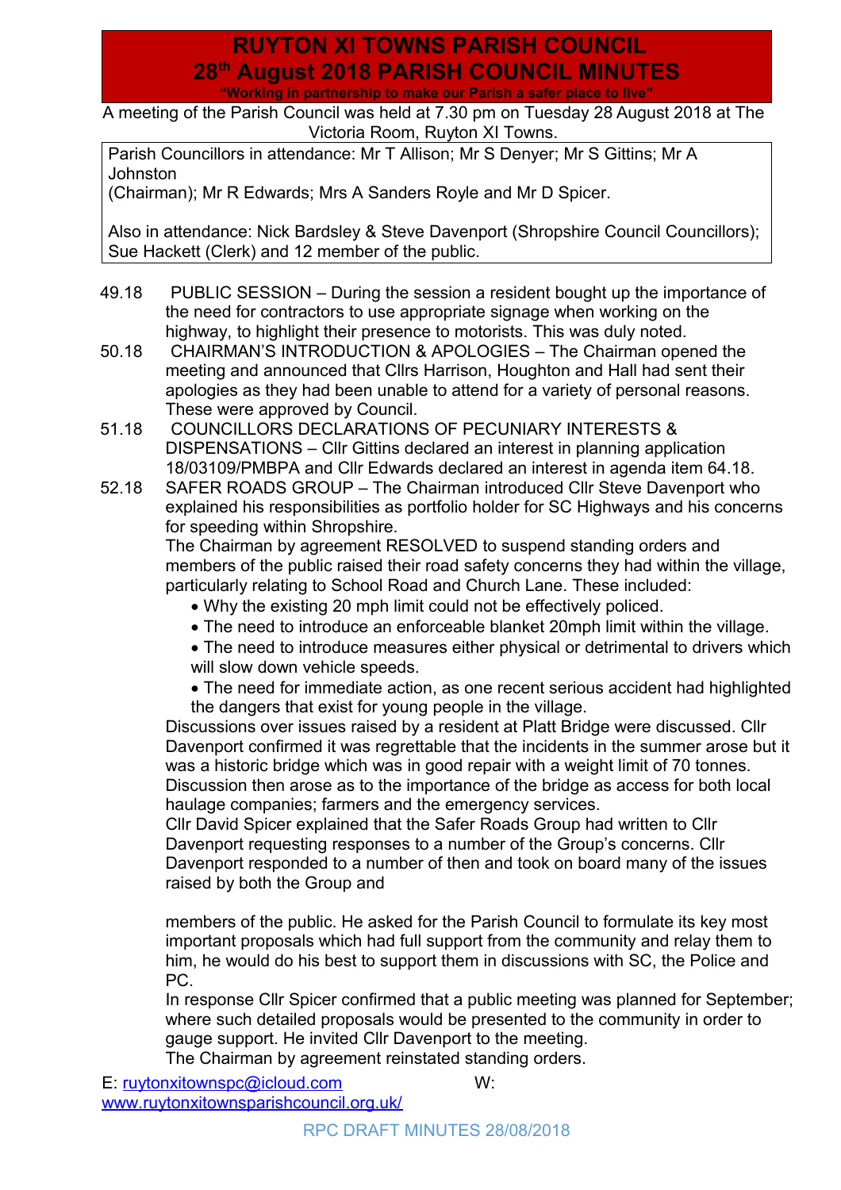# RUYTON XI TOWNS PARISH COUNCIL
# 28th August 2018 PARISH COUNCIL MINUTES

**"Working in partnership to make our Parish a safer place to live"**

A meeting of the Parish Council was held at 7.30 pm on Tuesday 28 August 2018 at The Victoria Room, Ruyton XI Towns.

Parish Councillors in attendance: Mr T Allison; Mr S Denyer; Mr S Gittins; Mr A Johnston (Chairman); Mr R Edwards; Mrs A Sanders Royle and Mr D Spicer.

Also in attendance: Nick Bardsley & Steve Davenport (Shropshire Council Councillors); Sue Hackett (Clerk) and 12 member of the public.

49.18 PUBLIC SESSION – During the session a resident bought up the importance of the need for contractors to use appropriate signage when working on the highway, to highlight their presence to motorists. This was duly noted.

50.18 CHAIRMAN'S INTRODUCTION & APOLOGIES – The Chairman opened the meeting and announced that Cllrs Harrison, Houghton and Hall had sent their apologies as they had been unable to attend for a variety of personal reasons. These were approved by Council.

51.18 COUNCILLORS DECLARATIONS OF PECUNIARY INTERESTS & DISPENSATIONS – Cllr Gittins declared an interest in planning application 18/03109/PMBPA and Cllr Edwards declared an interest in agenda item 64.18.

52.18 SAFER ROADS GROUP – The Chairman introduced Cllr Steve Davenport who explained his responsibilities as portfolio holder for SC Highways and his concerns for speeding within Shropshire.

The Chairman by agreement RESOLVED to suspend standing orders and members of the public raised their road safety concerns they had within the village, particularly relating to School Road and Church Lane. These included:

- Why the existing 20 mph limit could not be effectively policed.
- The need to introduce an enforceable blanket 20mph limit within the village.
- The need to introduce measures either physical or detrimental to drivers which will slow down vehicle speeds.
- The need for immediate action, as one recent serious accident had highlighted the dangers that exist for young people in the village.

Discussions over issues raised by a resident at Platt Bridge were discussed. Cllr Davenport confirmed it was regrettable that the incidents in the summer arose but it was a historic bridge which was in good repair with a weight limit of 70 tonnes. Discussion then arose as to the importance of the bridge as access for both local haulage companies; farmers and the emergency services.

Cllr David Spicer explained that the Safer Roads Group had written to Cllr Davenport requesting responses to a number of the Group's concerns. Cllr Davenport responded to a number of then and took on board many of the issues raised by both the Group and

members of the public. He asked for the Parish Council to formulate its key most important proposals which had full support from the community and relay them to him, he would do his best to support them in discussions with SC, the Police and PC.

In response Cllr Spicer confirmed that a public meeting was planned for September; where such detailed proposals would be presented to the community in order to gauge support. He invited Cllr Davenport to the meeting.

The Chairman by agreement reinstated standing orders.

E: ruytonxitownspc@icloud.com W: www.ruytonxitownsparishcouncil.org.uk/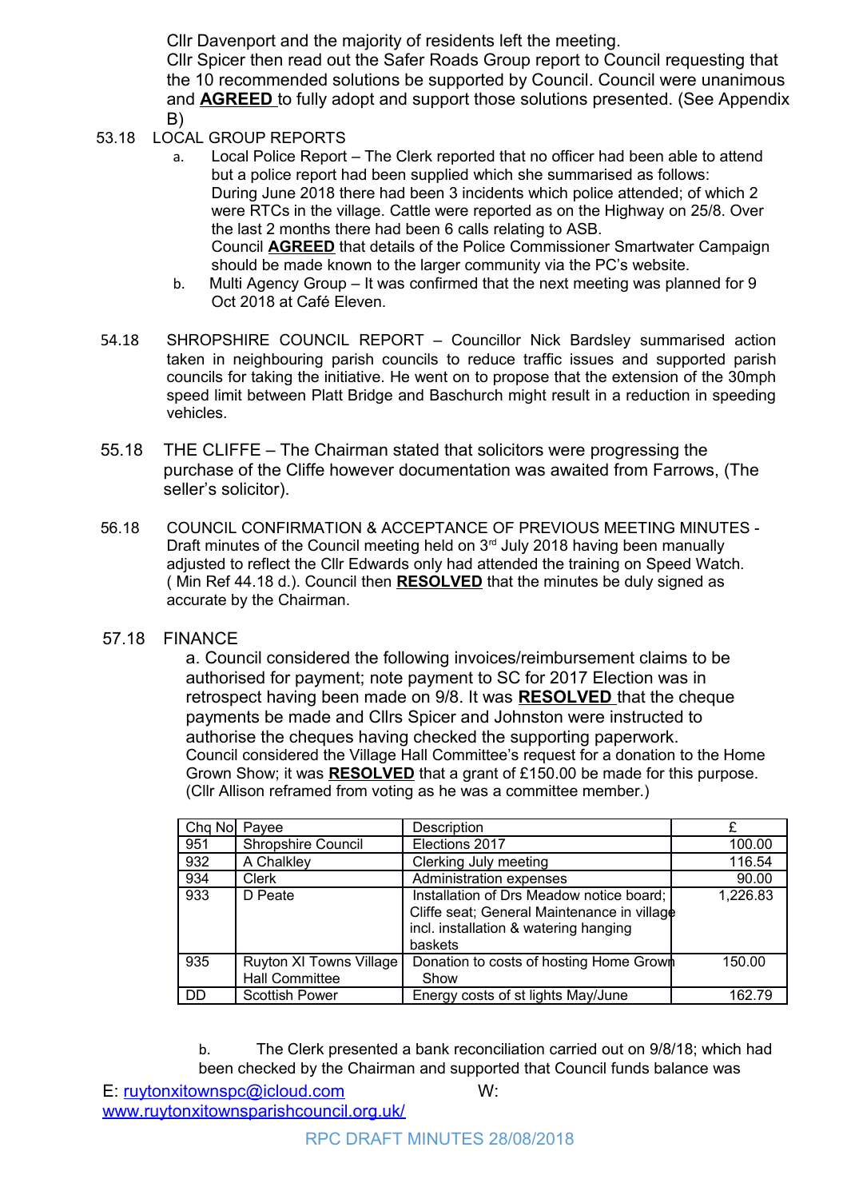Cllr Davenport and the majority of residents left the meeting.
Cllr Spicer then read out the Safer Roads Group report to Council requesting that the 10 recommended solutions be supported by Council. Council were unanimous and **AGREED** to fully adopt and support those solutions presented. (See Appendix B)

53.18 LOCAL GROUP REPORTS

a. Local Police Report – The Clerk reported that no officer had been able to attend but a police report had been supplied which she summarised as follows: During June 2018 there had been 3 incidents which police attended; of which 2 were RTCs in the village. Cattle were reported as on the Highway on 25/8. Over the last 2 months there had been 6 calls relating to ASB.
Council **AGREED** that details of the Police Commissioner Smartwater Campaign should be made known to the larger community via the PC's website.

b. Multi Agency Group – It was confirmed that the next meeting was planned for 9 Oct 2018 at Café Eleven.

54.18 SHROPSHIRE COUNCIL REPORT – Councillor Nick Bardsley summarised action taken in neighbouring parish councils to reduce traffic issues and supported parish councils for taking the initiative. He went on to propose that the extension of the 30mph speed limit between Platt Bridge and Baschurch might result in a reduction in speeding vehicles.

55.18 THE CLIFFE – The Chairman stated that solicitors were progressing the purchase of the Cliffe however documentation was awaited from Farrows, (The seller's solicitor).

56.18 COUNCIL CONFIRMATION & ACCEPTANCE OF PREVIOUS MEETING MINUTES - Draft minutes of the Council meeting held on 3rd July 2018 having been manually adjusted to reflect the Cllr Edwards only had attended the training on Speed Watch. ( Min Ref 44.18 d.). Council then **RESOLVED** that the minutes be duly signed as accurate by the Chairman.

57.18 FINANCE

a. Council considered the following invoices/reimbursement claims to be authorised for payment; note payment to SC for 2017 Election was in retrospect having been made on 9/8. It was **RESOLVED** that the cheque payments be made and Cllrs Spicer and Johnston were instructed to authorise the cheques having checked the supporting paperwork.
Council considered the Village Hall Committee's request for a donation to the Home Grown Show; it was **RESOLVED** that a grant of £150.00 be made for this purpose. (Cllr Allison reframed from voting as he was a committee member.)

| Chq No | Payee | Description | £ |
|---|---|---|---|
| 951 | Shropshire Council | Elections 2017 | 100.00 |
| 932 | A Chalkley | Clerking July meeting | 116.54 |
| 934 | Clerk | Administration expenses | 90.00 |
| 933 | D Peate | Installation of Drs Meadow notice board; Cliffe seat; General Maintenance in village incl. installation & watering hanging baskets | 1,226.83 |
| 935 | Ruyton XI Towns Village Hall Committee | Donation to costs of hosting Home Grown Show | 150.00 |
| DD | Scottish Power | Energy costs of st lights May/June | 162.79 |

b. The Clerk presented a bank reconciliation carried out on 9/8/18; which had been checked by the Chairman and supported that Council funds balance was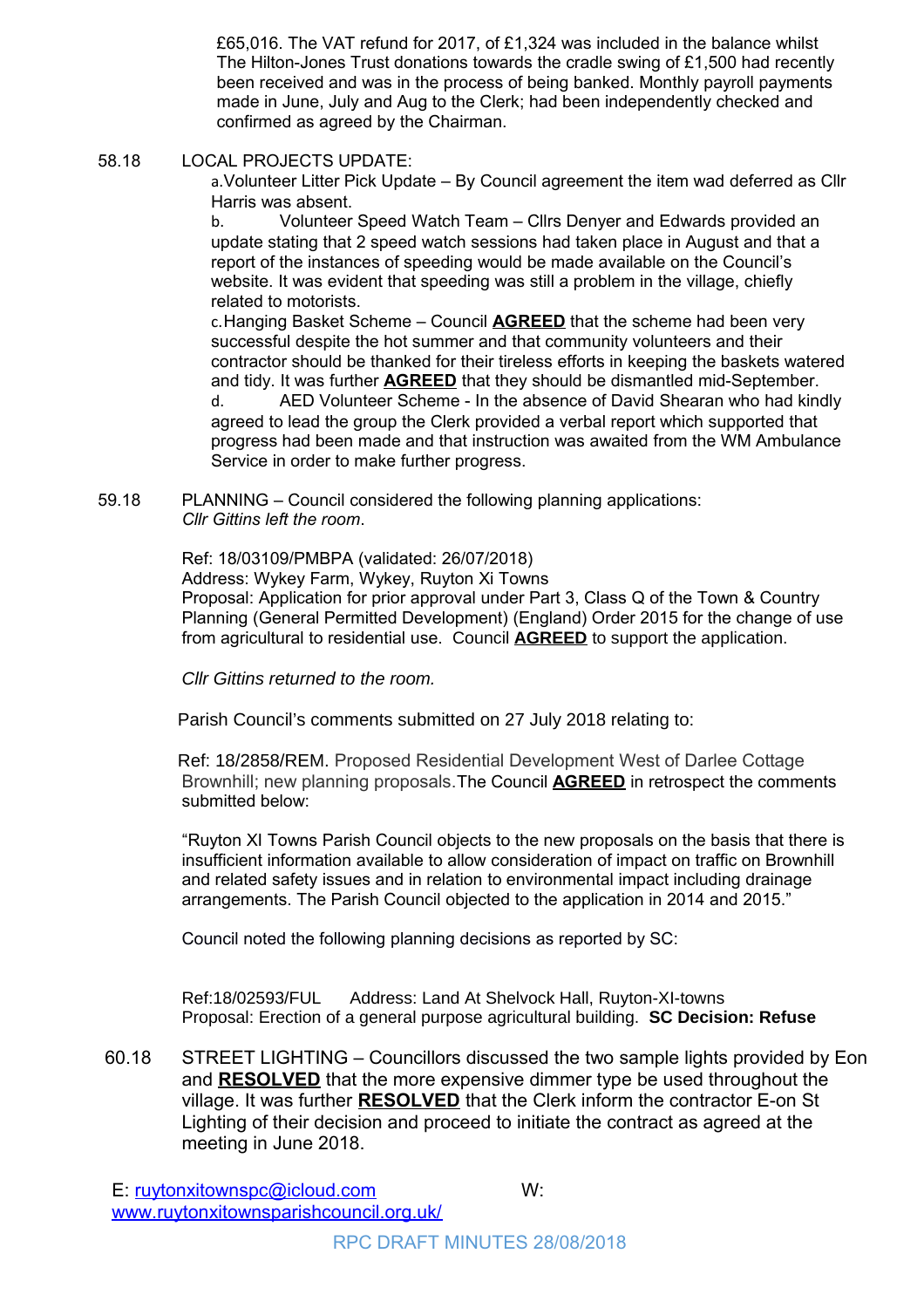£65,016. The VAT refund for 2017, of £1,324 was included in the balance whilst The Hilton-Jones Trust donations towards the cradle swing of £1,500 had recently been received and was in the process of being banked. Monthly payroll payments made in June, July and Aug to the Clerk; had been independently checked and confirmed as agreed by the Chairman.

58.18 LOCAL PROJECTS UPDATE:

a. Volunteer Litter Pick Update – By Council agreement the item wad deferred as Cllr Harris was absent.

b. Volunteer Speed Watch Team – Cllrs Denyer and Edwards provided an update stating that 2 speed watch sessions had taken place in August and that a report of the instances of speeding would be made available on the Council's website. It was evident that speeding was still a problem in the village, chiefly related to motorists.

c. Hanging Basket Scheme – Council **AGREED** that the scheme had been very successful despite the hot summer and that community volunteers and their contractor should be thanked for their tireless efforts in keeping the baskets watered and tidy. It was further **AGREED** that they should be dismantled mid-September.

d. AED Volunteer Scheme - In the absence of David Shearan who had kindly agreed to lead the group the Clerk provided a verbal report which supported that progress had been made and that instruction was awaited from the WM Ambulance Service in order to make further progress.

59.18 PLANNING – Council considered the following planning applications:
*Cllr Gittins left the room*.

Ref: 18/03109/PMBPA (validated: 26/07/2018)
Address: Wykey Farm, Wykey, Ruyton Xi Towns
Proposal: Application for prior approval under Part 3, Class Q of the Town & Country Planning (General Permitted Development) (England) Order 2015 for the change of use from agricultural to residential use. Council **AGREED** to support the application.

*Cllr Gittins returned to the room.*

Parish Council's comments submitted on 27 July 2018 relating to:

Ref: 18/2858/REM. Proposed Residential Development West of Darlee Cottage Brownhill; new planning proposals. The Council **AGREED** in retrospect the comments submitted below:

"Ruyton XI Towns Parish Council objects to the new proposals on the basis that there is insufficient information available to allow consideration of impact on traffic on Brownhill and related safety issues and in relation to environmental impact including drainage arrangements. The Parish Council objected to the application in 2014 and 2015."

Council noted the following planning decisions as reported by SC:

Ref:18/02593/FUL Address: Land At Shelvock Hall, Ruyton-XI-towns
Proposal: Erection of a general purpose agricultural building. **SC Decision: Refuse**

60.18 STREET LIGHTING – Councillors discussed the two sample lights provided by Eon and **RESOLVED** that the more expensive dimmer type be used throughout the village. It was further **RESOLVED** that the Clerk inform the contractor E-on St Lighting of their decision and proceed to initiate the contract as agreed at the meeting in June 2018.

E: ruytonxitownspc@icloud.com W: www.ruytonxitownsparishcouncil.org.uk/

RPC DRAFT MINUTES 28/08/2018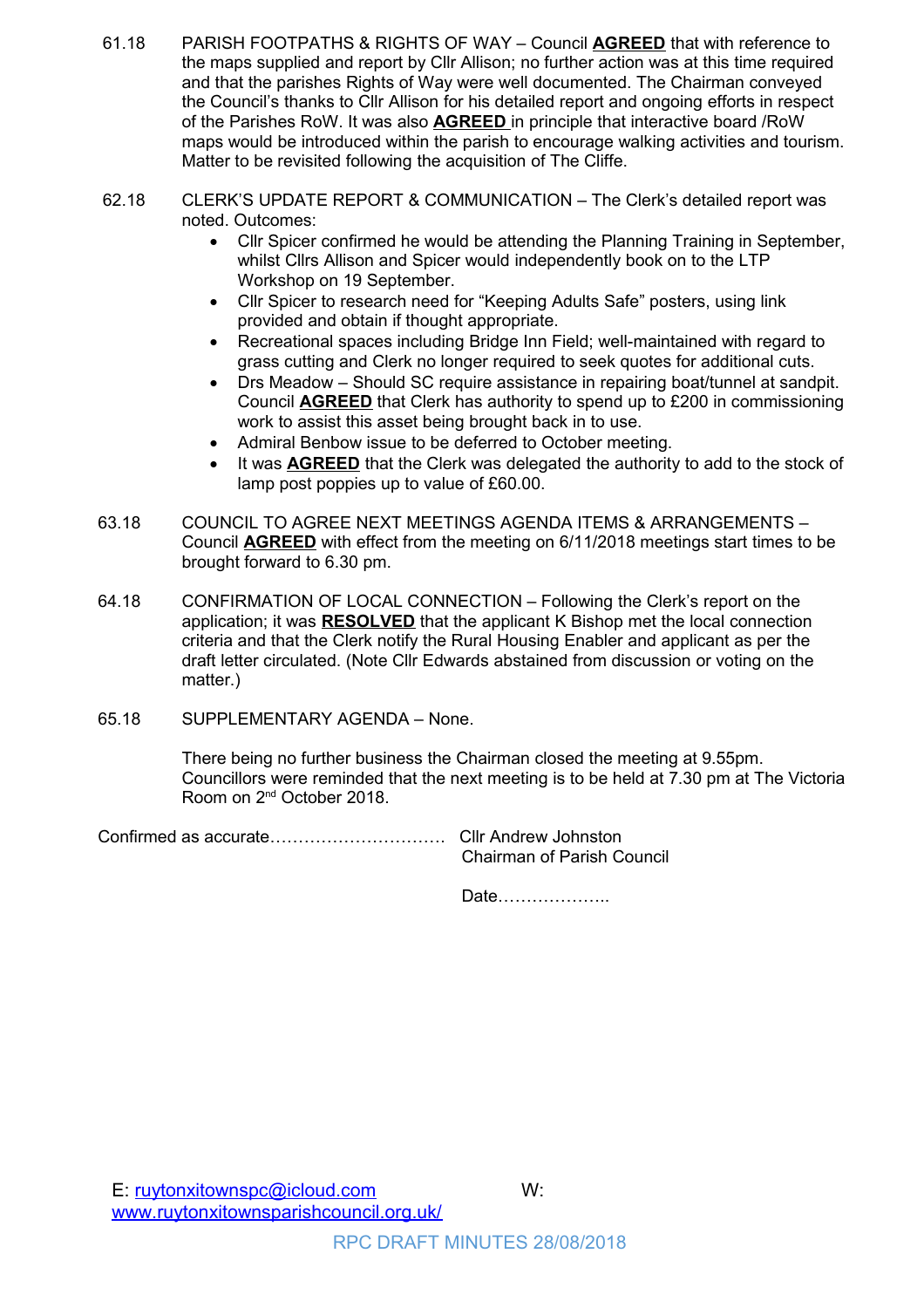61.18 PARISH FOOTPATHS & RIGHTS OF WAY – Council **AGREED** that with reference to the maps supplied and report by Cllr Allison; no further action was at this time required and that the parishes Rights of Way were well documented. The Chairman conveyed the Council's thanks to Cllr Allison for his detailed report and ongoing efforts in respect of the Parishes RoW. It was also **AGREED** in principle that interactive board /RoW maps would be introduced within the parish to encourage walking activities and tourism. Matter to be revisited following the acquisition of The Cliffe.

62.18 CLERK'S UPDATE REPORT & COMMUNICATION – The Clerk's detailed report was noted. Outcomes:

- Cllr Spicer confirmed he would be attending the Planning Training in September, whilst Cllrs Allison and Spicer would independently book on to the LTP Workshop on 19 September.
- Cllr Spicer to research need for "Keeping Adults Safe" posters, using link provided and obtain if thought appropriate.
- Recreational spaces including Bridge Inn Field; well-maintained with regard to grass cutting and Clerk no longer required to seek quotes for additional cuts.
- Drs Meadow – Should SC require assistance in repairing boat/tunnel at sandpit. Council **AGREED** that Clerk has authority to spend up to £200 in commissioning work to assist this asset being brought back in to use.
- Admiral Benbow issue to be deferred to October meeting.
- It was **AGREED** that the Clerk was delegated the authority to add to the stock of lamp post poppies up to value of £60.00.

63.18 COUNCIL TO AGREE NEXT MEETINGS AGENDA ITEMS & ARRANGEMENTS – Council **AGREED** with effect from the meeting on 6/11/2018 meetings start times to be brought forward to 6.30 pm.

64.18 CONFIRMATION OF LOCAL CONNECTION – Following the Clerk's report on the application; it was **RESOLVED** that the applicant K Bishop met the local connection criteria and that the Clerk notify the Rural Housing Enabler and applicant as per the draft letter circulated. (Note Cllr Edwards abstained from discussion or voting on the matter.)

65.18 SUPPLEMENTARY AGENDA – None.

There being no further business the Chairman closed the meeting at 9.55pm. Councillors were reminded that the next meeting is to be held at 7.30 pm at The Victoria Room on 2nd October 2018.

Confirmed as accurate…………………………. Cllr Andrew Johnston
Chairman of Parish Council

Date………………..

E: ruytonxitownspc@icloud.com W: www.ruytonxitownsparishcouncil.org.uk/

RPC DRAFT MINUTES 28/08/2018